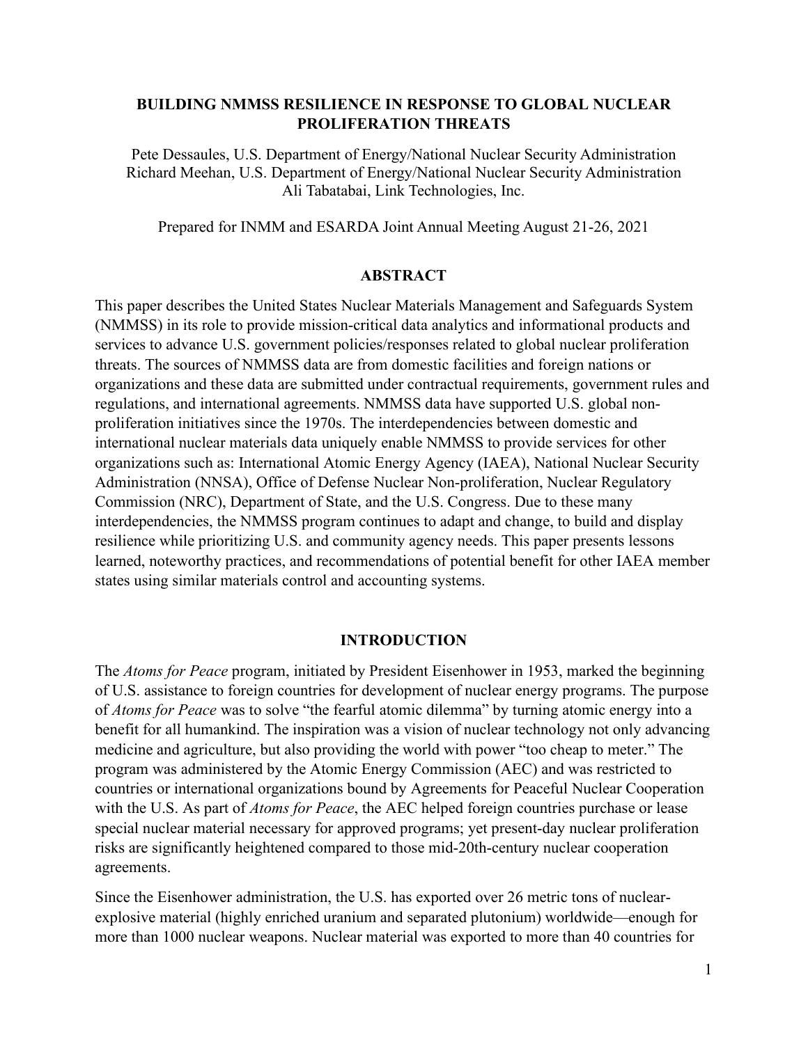# BUILDING NMMSS RESILIENCE IN RESPONSE TO GLOBAL NUCLEAR PROLIFERATION THREATS

Pete Dessaules, U.S. Department of Energy/National Nuclear Security Administration
Richard Meehan, U.S. Department of Energy/National Nuclear Security Administration
Ali Tabatabai, Link Technologies, Inc.

Prepared for INMM and ESARDA Joint Annual Meeting August 21-26, 2021

## ABSTRACT

This paper describes the United States Nuclear Materials Management and Safeguards System (NMMSS) in its role to provide mission-critical data analytics and informational products and services to advance U.S. government policies/responses related to global nuclear proliferation threats. The sources of NMMSS data are from domestic facilities and foreign nations or organizations and these data are submitted under contractual requirements, government rules and regulations, and international agreements. NMMSS data have supported U.S. global non-proliferation initiatives since the 1970s. The interdependencies between domestic and international nuclear materials data uniquely enable NMMSS to provide services for other organizations such as: International Atomic Energy Agency (IAEA), National Nuclear Security Administration (NNSA), Office of Defense Nuclear Non-proliferation, Nuclear Regulatory Commission (NRC), Department of State, and the U.S. Congress. Due to these many interdependencies, the NMMSS program continues to adapt and change, to build and display resilience while prioritizing U.S. and community agency needs. This paper presents lessons learned, noteworthy practices, and recommendations of potential benefit for other IAEA member states using similar materials control and accounting systems.

## INTRODUCTION

The *Atoms for Peace* program, initiated by President Eisenhower in 1953, marked the beginning of U.S. assistance to foreign countries for development of nuclear energy programs. The purpose of *Atoms for Peace* was to solve "the fearful atomic dilemma" by turning atomic energy into a benefit for all humankind. The inspiration was a vision of nuclear technology not only advancing medicine and agriculture, but also providing the world with power "too cheap to meter." The program was administered by the Atomic Energy Commission (AEC) and was restricted to countries or international organizations bound by Agreements for Peaceful Nuclear Cooperation with the U.S. As part of *Atoms for Peace*, the AEC helped foreign countries purchase or lease special nuclear material necessary for approved programs; yet present-day nuclear proliferation risks are significantly heightened compared to those mid-20th-century nuclear cooperation agreements.

Since the Eisenhower administration, the U.S. has exported over 26 metric tons of nuclear-explosive material (highly enriched uranium and separated plutonium) worldwide—enough for more than 1000 nuclear weapons. Nuclear material was exported to more than 40 countries for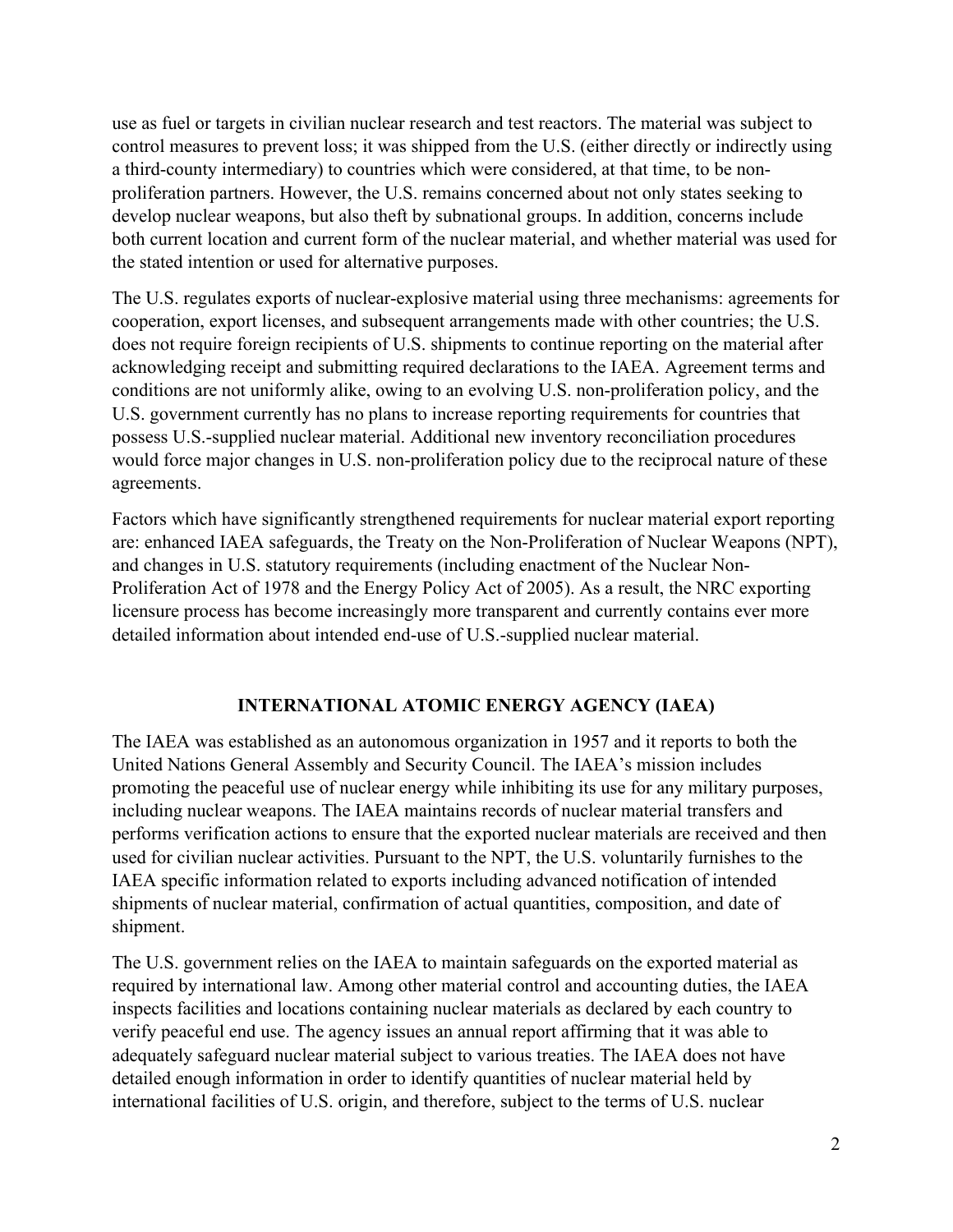use as fuel or targets in civilian nuclear research and test reactors. The material was subject to control measures to prevent loss; it was shipped from the U.S. (either directly or indirectly using a third-county intermediary) to countries which were considered, at that time, to be non-proliferation partners. However, the U.S. remains concerned about not only states seeking to develop nuclear weapons, but also theft by subnational groups. In addition, concerns include both current location and current form of the nuclear material, and whether material was used for the stated intention or used for alternative purposes.

The U.S. regulates exports of nuclear-explosive material using three mechanisms: agreements for cooperation, export licenses, and subsequent arrangements made with other countries; the U.S. does not require foreign recipients of U.S. shipments to continue reporting on the material after acknowledging receipt and submitting required declarations to the IAEA. Agreement terms and conditions are not uniformly alike, owing to an evolving U.S. non-proliferation policy, and the U.S. government currently has no plans to increase reporting requirements for countries that possess U.S.-supplied nuclear material. Additional new inventory reconciliation procedures would force major changes in U.S. non-proliferation policy due to the reciprocal nature of these agreements.

Factors which have significantly strengthened requirements for nuclear material export reporting are: enhanced IAEA safeguards, the Treaty on the Non-Proliferation of Nuclear Weapons (NPT), and changes in U.S. statutory requirements (including enactment of the Nuclear Non-Proliferation Act of 1978 and the Energy Policy Act of 2005). As a result, the NRC exporting licensure process has become increasingly more transparent and currently contains ever more detailed information about intended end-use of U.S.-supplied nuclear material.

## INTERNATIONAL ATOMIC ENERGY AGENCY (IAEA)

The IAEA was established as an autonomous organization in 1957 and it reports to both the United Nations General Assembly and Security Council. The IAEA's mission includes promoting the peaceful use of nuclear energy while inhibiting its use for any military purposes, including nuclear weapons. The IAEA maintains records of nuclear material transfers and performs verification actions to ensure that the exported nuclear materials are received and then used for civilian nuclear activities. Pursuant to the NPT, the U.S. voluntarily furnishes to the IAEA specific information related to exports including advanced notification of intended shipments of nuclear material, confirmation of actual quantities, composition, and date of shipment.

The U.S. government relies on the IAEA to maintain safeguards on the exported material as required by international law. Among other material control and accounting duties, the IAEA inspects facilities and locations containing nuclear materials as declared by each country to verify peaceful end use. The agency issues an annual report affirming that it was able to adequately safeguard nuclear material subject to various treaties. The IAEA does not have detailed enough information in order to identify quantities of nuclear material held by international facilities of U.S. origin, and therefore, subject to the terms of U.S. nuclear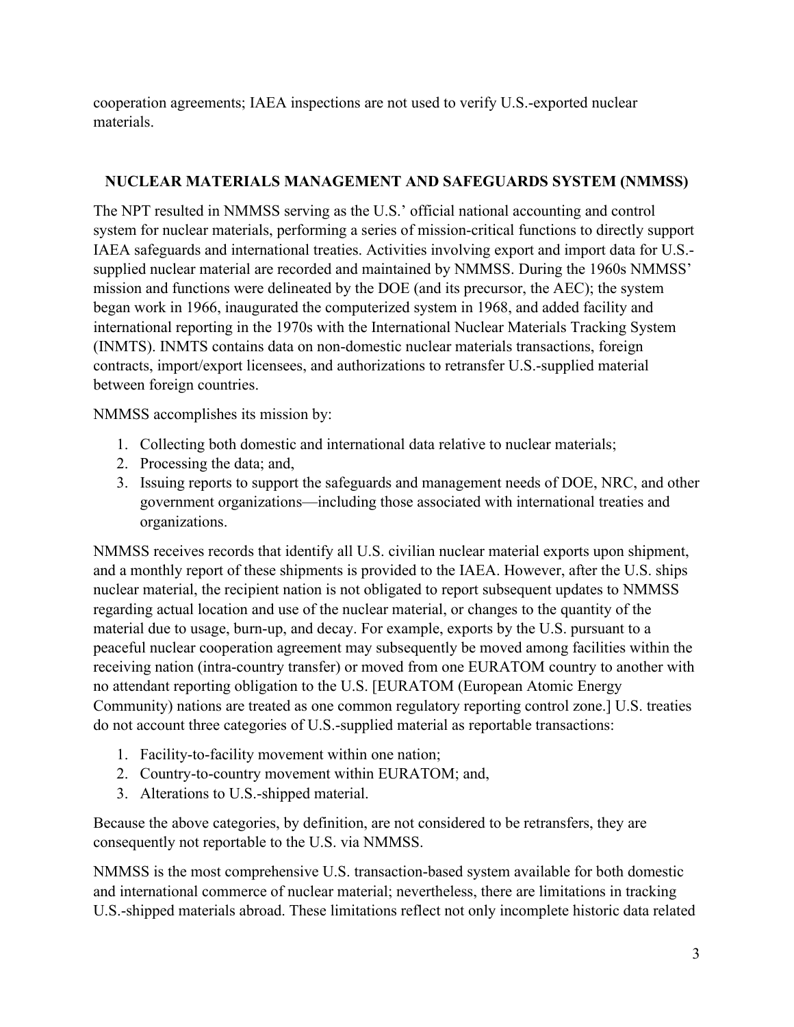cooperation agreements; IAEA inspections are not used to verify U.S.-exported nuclear materials.

## NUCLEAR MATERIALS MANAGEMENT AND SAFEGUARDS SYSTEM (NMMSS)

The NPT resulted in NMMSS serving as the U.S.' official national accounting and control system for nuclear materials, performing a series of mission-critical functions to directly support IAEA safeguards and international treaties. Activities involving export and import data for U.S.-supplied nuclear material are recorded and maintained by NMMSS. During the 1960s NMMSS' mission and functions were delineated by the DOE (and its precursor, the AEC); the system began work in 1966, inaugurated the computerized system in 1968, and added facility and international reporting in the 1970s with the International Nuclear Materials Tracking System (INMTS). INMTS contains data on non-domestic nuclear materials transactions, foreign contracts, import/export licensees, and authorizations to retransfer U.S.-supplied material between foreign countries.

NMMSS accomplishes its mission by:

1. Collecting both domestic and international data relative to nuclear materials;
2. Processing the data; and,
3. Issuing reports to support the safeguards and management needs of DOE, NRC, and other government organizations—including those associated with international treaties and organizations.

NMMSS receives records that identify all U.S. civilian nuclear material exports upon shipment, and a monthly report of these shipments is provided to the IAEA. However, after the U.S. ships nuclear material, the recipient nation is not obligated to report subsequent updates to NMMSS regarding actual location and use of the nuclear material, or changes to the quantity of the material due to usage, burn-up, and decay. For example, exports by the U.S. pursuant to a peaceful nuclear cooperation agreement may subsequently be moved among facilities within the receiving nation (intra-country transfer) or moved from one EURATOM country to another with no attendant reporting obligation to the U.S. [EURATOM (European Atomic Energy Community) nations are treated as one common regulatory reporting control zone.] U.S. treaties do not account three categories of U.S.-supplied material as reportable transactions:

1. Facility-to-facility movement within one nation;
2. Country-to-country movement within EURATOM; and,
3. Alterations to U.S.-shipped material.

Because the above categories, by definition, are not considered to be retransfers, they are consequently not reportable to the U.S. via NMMSS.

NMMSS is the most comprehensive U.S. transaction-based system available for both domestic and international commerce of nuclear material; nevertheless, there are limitations in tracking U.S.-shipped materials abroad. These limitations reflect not only incomplete historic data related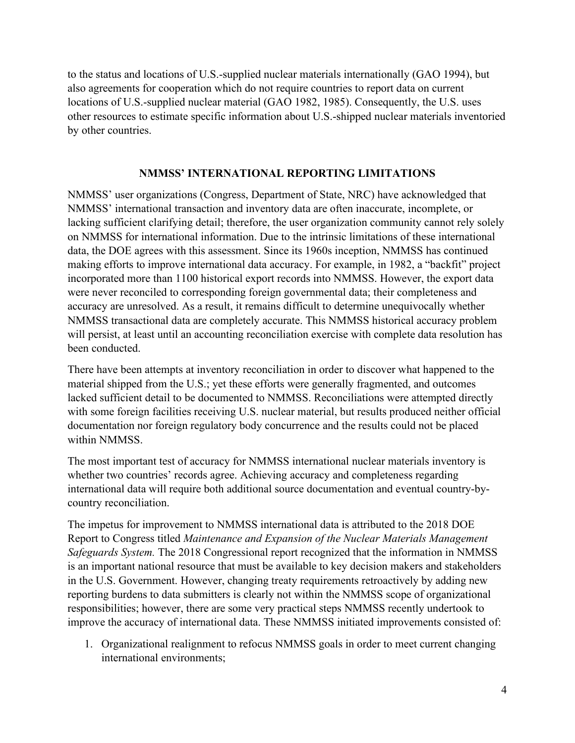to the status and locations of U.S.-supplied nuclear materials internationally (GAO 1994), but also agreements for cooperation which do not require countries to report data on current locations of U.S.-supplied nuclear material (GAO 1982, 1985). Consequently, the U.S. uses other resources to estimate specific information about U.S.-shipped nuclear materials inventoried by other countries.

## NMMSS' INTERNATIONAL REPORTING LIMITATIONS

NMMSS' user organizations (Congress, Department of State, NRC) have acknowledged that NMMSS' international transaction and inventory data are often inaccurate, incomplete, or lacking sufficient clarifying detail; therefore, the user organization community cannot rely solely on NMMSS for international information. Due to the intrinsic limitations of these international data, the DOE agrees with this assessment. Since its 1960s inception, NMMSS has continued making efforts to improve international data accuracy. For example, in 1982, a "backfit" project incorporated more than 1100 historical export records into NMMSS. However, the export data were never reconciled to corresponding foreign governmental data; their completeness and accuracy are unresolved. As a result, it remains difficult to determine unequivocally whether NMMSS transactional data are completely accurate. This NMMSS historical accuracy problem will persist, at least until an accounting reconciliation exercise with complete data resolution has been conducted.

There have been attempts at inventory reconciliation in order to discover what happened to the material shipped from the U.S.; yet these efforts were generally fragmented, and outcomes lacked sufficient detail to be documented to NMMSS. Reconciliations were attempted directly with some foreign facilities receiving U.S. nuclear material, but results produced neither official documentation nor foreign regulatory body concurrence and the results could not be placed within NMMSS.

The most important test of accuracy for NMMSS international nuclear materials inventory is whether two countries' records agree. Achieving accuracy and completeness regarding international data will require both additional source documentation and eventual country-by-country reconciliation.

The impetus for improvement to NMMSS international data is attributed to the 2018 DOE Report to Congress titled *Maintenance and Expansion of the Nuclear Materials Management Safeguards System.* The 2018 Congressional report recognized that the information in NMMSS is an important national resource that must be available to key decision makers and stakeholders in the U.S. Government. However, changing treaty requirements retroactively by adding new reporting burdens to data submitters is clearly not within the NMMSS scope of organizational responsibilities; however, there are some very practical steps NMMSS recently undertook to improve the accuracy of international data. These NMMSS initiated improvements consisted of:

1. Organizational realignment to refocus NMMSS goals in order to meet current changing international environments;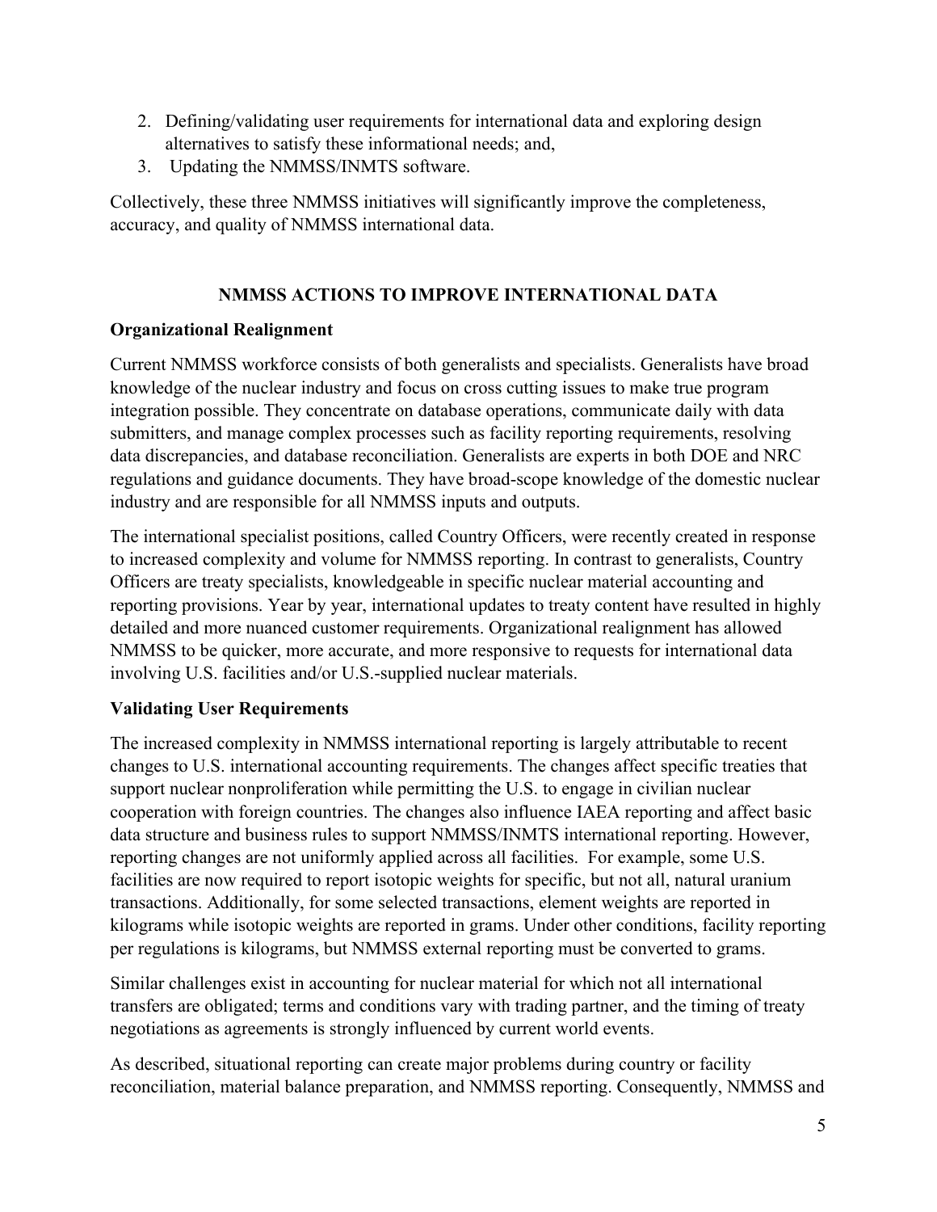2. Defining/validating user requirements for international data and exploring design alternatives to satisfy these informational needs; and,
3. Updating the NMMSS/INMTS software.

Collectively, these three NMMSS initiatives will significantly improve the completeness, accuracy, and quality of NMMSS international data.

## NMMSS ACTIONS TO IMPROVE INTERNATIONAL DATA

### Organizational Realignment

Current NMMSS workforce consists of both generalists and specialists. Generalists have broad knowledge of the nuclear industry and focus on cross cutting issues to make true program integration possible. They concentrate on database operations, communicate daily with data submitters, and manage complex processes such as facility reporting requirements, resolving data discrepancies, and database reconciliation. Generalists are experts in both DOE and NRC regulations and guidance documents. They have broad-scope knowledge of the domestic nuclear industry and are responsible for all NMMSS inputs and outputs.

The international specialist positions, called Country Officers, were recently created in response to increased complexity and volume for NMMSS reporting. In contrast to generalists, Country Officers are treaty specialists, knowledgeable in specific nuclear material accounting and reporting provisions. Year by year, international updates to treaty content have resulted in highly detailed and more nuanced customer requirements. Organizational realignment has allowed NMMSS to be quicker, more accurate, and more responsive to requests for international data involving U.S. facilities and/or U.S.-supplied nuclear materials.

### Validating User Requirements

The increased complexity in NMMSS international reporting is largely attributable to recent changes to U.S. international accounting requirements. The changes affect specific treaties that support nuclear nonproliferation while permitting the U.S. to engage in civilian nuclear cooperation with foreign countries. The changes also influence IAEA reporting and affect basic data structure and business rules to support NMMSS/INMTS international reporting. However, reporting changes are not uniformly applied across all facilities. For example, some U.S. facilities are now required to report isotopic weights for specific, but not all, natural uranium transactions. Additionally, for some selected transactions, element weights are reported in kilograms while isotopic weights are reported in grams. Under other conditions, facility reporting per regulations is kilograms, but NMMSS external reporting must be converted to grams.

Similar challenges exist in accounting for nuclear material for which not all international transfers are obligated; terms and conditions vary with trading partner, and the timing of treaty negotiations as agreements is strongly influenced by current world events.

As described, situational reporting can create major problems during country or facility reconciliation, material balance preparation, and NMMSS reporting. Consequently, NMMSS and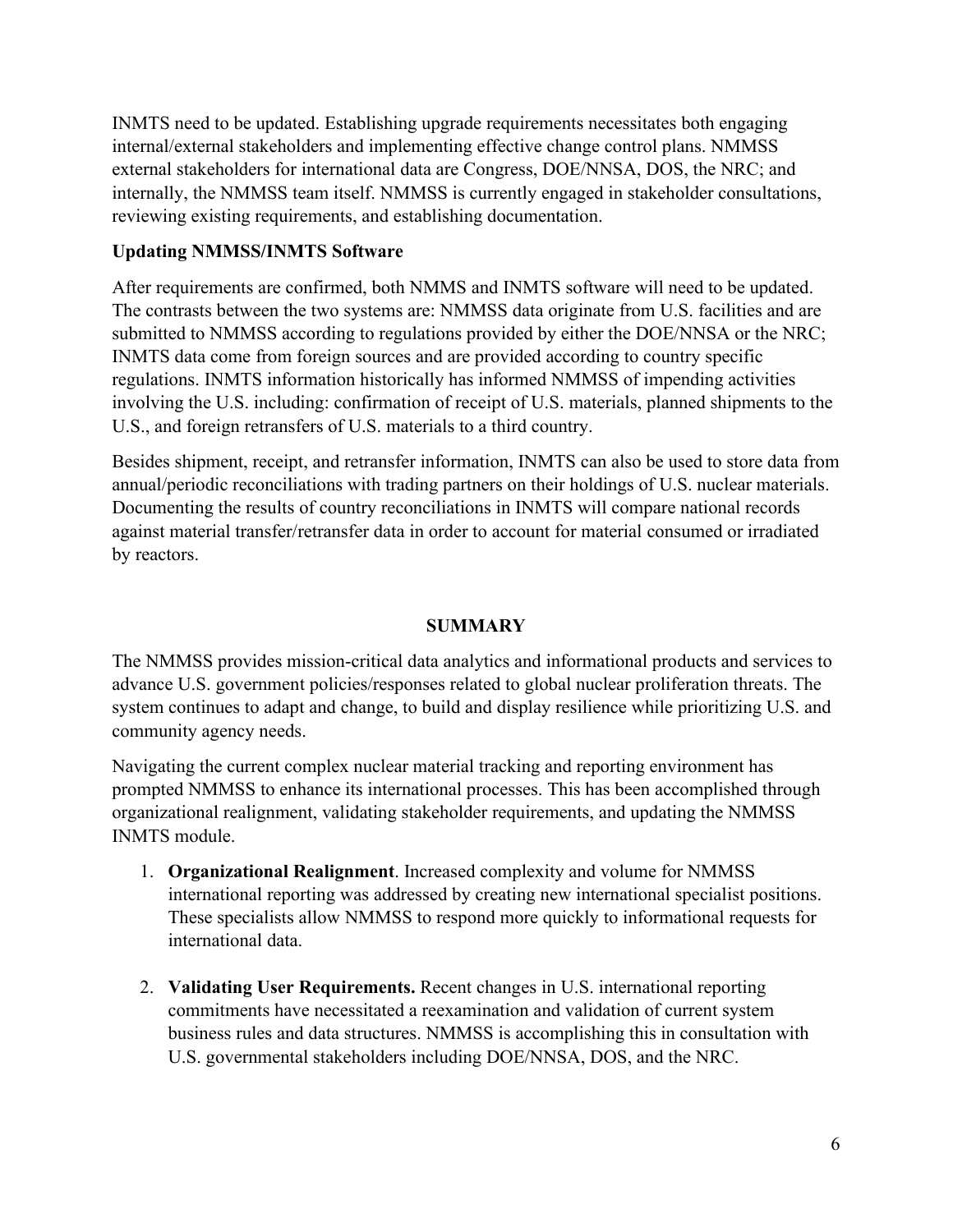INMTS need to be updated. Establishing upgrade requirements necessitates both engaging internal/external stakeholders and implementing effective change control plans. NMMSS external stakeholders for international data are Congress, DOE/NNSA, DOS, the NRC; and internally, the NMMSS team itself. NMMSS is currently engaged in stakeholder consultations, reviewing existing requirements, and establishing documentation.

### Updating NMMSS/INMTS Software

After requirements are confirmed, both NMMS and INMTS software will need to be updated. The contrasts between the two systems are: NMMSS data originate from U.S. facilities and are submitted to NMMSS according to regulations provided by either the DOE/NNSA or the NRC; INMTS data come from foreign sources and are provided according to country specific regulations. INMTS information historically has informed NMMSS of impending activities involving the U.S. including: confirmation of receipt of U.S. materials, planned shipments to the U.S., and foreign retransfers of U.S. materials to a third country.

Besides shipment, receipt, and retransfer information, INMTS can also be used to store data from annual/periodic reconciliations with trading partners on their holdings of U.S. nuclear materials. Documenting the results of country reconciliations in INMTS will compare national records against material transfer/retransfer data in order to account for material consumed or irradiated by reactors.

## SUMMARY

The NMMSS provides mission-critical data analytics and informational products and services to advance U.S. government policies/responses related to global nuclear proliferation threats. The system continues to adapt and change, to build and display resilience while prioritizing U.S. and community agency needs.

Navigating the current complex nuclear material tracking and reporting environment has prompted NMMSS to enhance its international processes. This has been accomplished through organizational realignment, validating stakeholder requirements, and updating the NMMSS INMTS module.

1. **Organizational Realignment**. Increased complexity and volume for NMMSS international reporting was addressed by creating new international specialist positions. These specialists allow NMMSS to respond more quickly to informational requests for international data.

2. **Validating User Requirements.** Recent changes in U.S. international reporting commitments have necessitated a reexamination and validation of current system business rules and data structures. NMMSS is accomplishing this in consultation with U.S. governmental stakeholders including DOE/NNSA, DOS, and the NRC.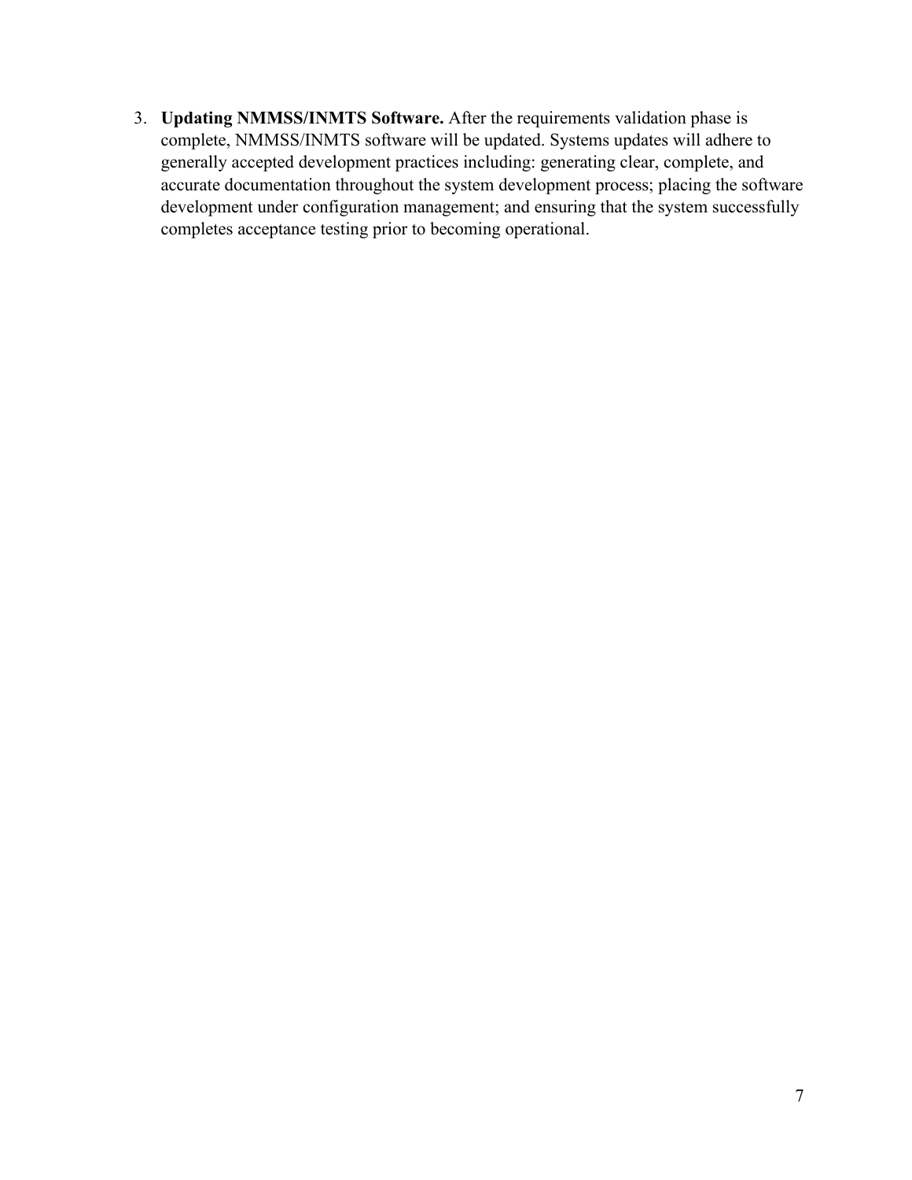3. **Updating NMMSS/INMTS Software.** After the requirements validation phase is complete, NMMSS/INMTS software will be updated. Systems updates will adhere to generally accepted development practices including: generating clear, complete, and accurate documentation throughout the system development process; placing the software development under configuration management; and ensuring that the system successfully completes acceptance testing prior to becoming operational.